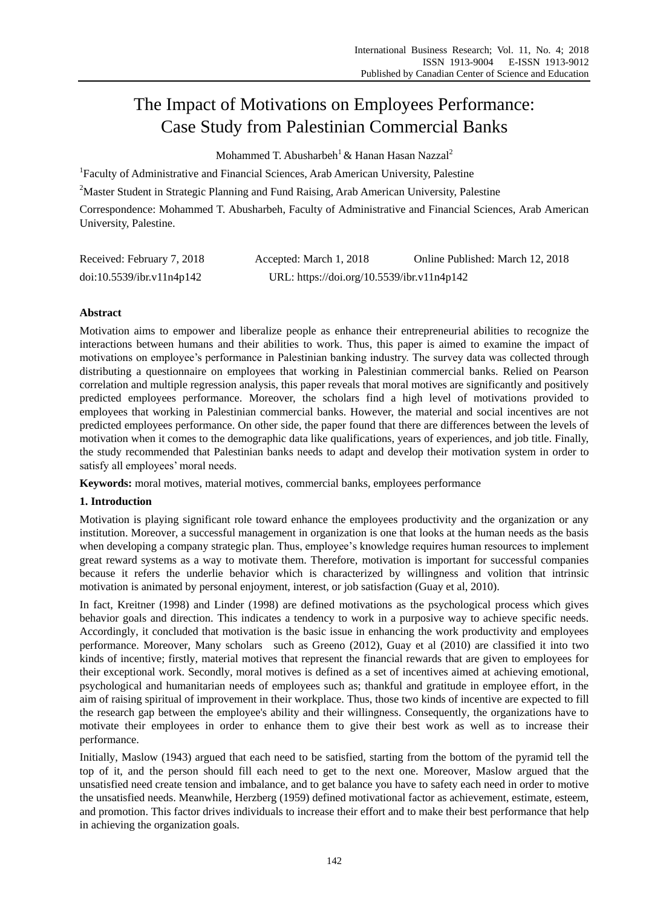# The Impact of Motivations on Employees Performance: Case Study from Palestinian Commercial Banks

Mohammed T. Abusharbeh[1] & Hanan Hasan Nazzal[2]

[1]Faculty of Administrative and Financial Sciences, Arab American University, Palestine

[2]Master Student in Strategic Planning and Fund Raising, Arab American University, Palestine

Correspondence: Mohammed T. Abusharbeh, Faculty of Administrative and Financial Sciences, Arab American University, Palestine.

Received: February 7, 2018 Accepted: March 1, 2018 Online Published: March 12, 2018

doi:10.5539/ibr.v11n4p142 URL: https://doi.org/10.5539/ibr.v11n4p142

## Abstract

Motivation aims to empower and liberalize people as enhance their entrepreneurial abilities to recognize the interactions between humans and their abilities to work. Thus, this paper is aimed to examine the impact of motivations on employee's performance in Palestinian banking industry. The survey data was collected through distributing a questionnaire on employees that working in Palestinian commercial banks. Relied on Pearson correlation and multiple regression analysis, this paper reveals that moral motives are significantly and positively predicted employees performance. Moreover, the scholars find a high level of motivations provided to employees that working in Palestinian commercial banks. However, the material and social incentives are not predicted employees performance. On other side, the paper found that there are differences between the levels of motivation when it comes to the demographic data like qualifications, years of experiences, and job title. Finally, the study recommended that Palestinian banks needs to adapt and develop their motivation system in order to satisfy all employees' moral needs.

**Keywords:** moral motives, material motives, commercial banks, employees performance

## 1. Introduction

Motivation is playing significant role toward enhance the employees productivity and the organization or any institution. Moreover, a successful management in organization is one that looks at the human needs as the basis when developing a company strategic plan. Thus, employee's knowledge requires human resources to implement great reward systems as a way to motivate them. Therefore, motivation is important for successful companies because it refers the underlie behavior which is characterized by willingness and volition that intrinsic motivation is animated by personal enjoyment, interest, or job satisfaction (Guay et al, 2010).

In fact, Kreitner (1998) and Linder (1998) are defined motivations as the psychological process which gives behavior goals and direction. This indicates a tendency to work in a purposive way to achieve specific needs. Accordingly, it concluded that motivation is the basic issue in enhancing the work productivity and employees performance. Moreover, Many scholars such as Greeno (2012), Guay et al (2010) are classified it into two kinds of incentive; firstly, material motives that represent the financial rewards that are given to employees for their exceptional work. Secondly, moral motives is defined as a set of incentives aimed at achieving emotional, psychological and humanitarian needs of employees such as; thankful and gratitude in employee effort, in the aim of raising spiritual of improvement in their workplace. Thus, those two kinds of incentive are expected to fill the research gap between the employee's ability and their willingness. Consequently, the organizations have to motivate their employees in order to enhance them to give their best work as well as to increase their performance.

Initially, Maslow (1943) argued that each need to be satisfied, starting from the bottom of the pyramid tell the top of it, and the person should fill each need to get to the next one. Moreover, Maslow argued that the unsatisfied need create tension and imbalance, and to get balance you have to safety each need in order to motive the unsatisfied needs. Meanwhile, Herzberg (1959) defined motivational factor as achievement, estimate, esteem, and promotion. This factor drives individuals to increase their effort and to make their best performance that help in achieving the organization goals.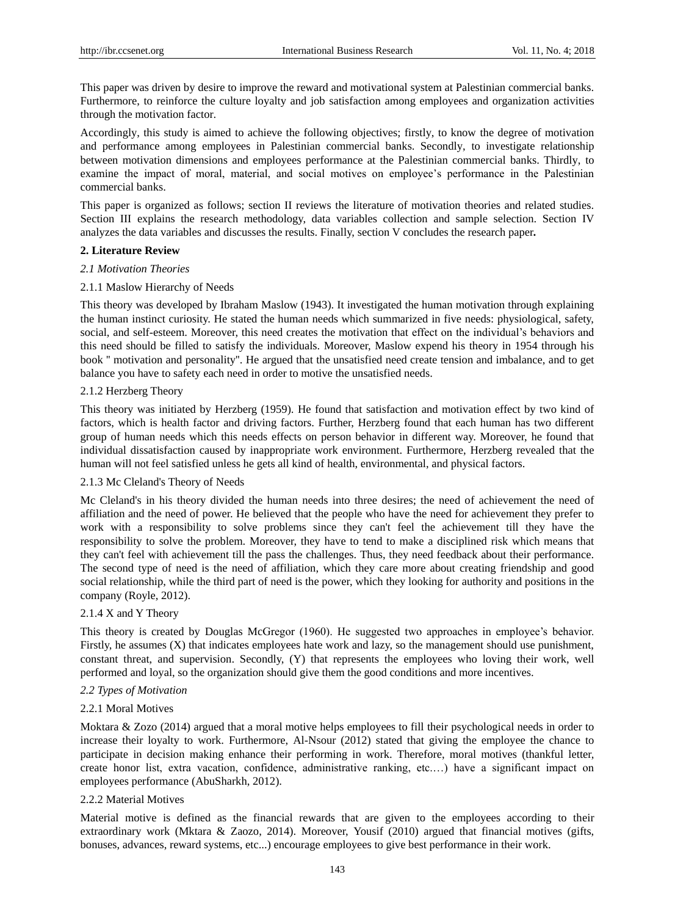This paper was driven by desire to improve the reward and motivational system at Palestinian commercial banks. Furthermore, to reinforce the culture loyalty and job satisfaction among employees and organization activities through the motivation factor.

Accordingly, this study is aimed to achieve the following objectives; firstly, to know the degree of motivation and performance among employees in Palestinian commercial banks. Secondly, to investigate relationship between motivation dimensions and employees performance at the Palestinian commercial banks. Thirdly, to examine the impact of moral, material, and social motives on employee's performance in the Palestinian commercial banks.

This paper is organized as follows; section II reviews the literature of motivation theories and related studies. Section III explains the research methodology, data variables collection and sample selection. Section IV analyzes the data variables and discusses the results. Finally, section V concludes the research paper**.**

## 2. Literature Review

### *2.1 Motivation Theories*

#### 2.1.1 Maslow Hierarchy of Needs

This theory was developed by Ibraham Maslow (1943). It investigated the human motivation through explaining the human instinct curiosity. He stated the human needs which summarized in five needs: physiological, safety, social, and self-esteem. Moreover, this need creates the motivation that effect on the individual's behaviors and this need should be filled to satisfy the individuals. Moreover, Maslow expend his theory in 1954 through his book " motivation and personality". He argued that the unsatisfied need create tension and imbalance, and to get balance you have to safety each need in order to motive the unsatisfied needs.

#### 2.1.2 Herzberg Theory

This theory was initiated by Herzberg (1959). He found that satisfaction and motivation effect by two kind of factors, which is health factor and driving factors. Further, Herzberg found that each human has two different group of human needs which this needs effects on person behavior in different way. Moreover, he found that individual dissatisfaction caused by inappropriate work environment. Furthermore, Herzberg revealed that the human will not feel satisfied unless he gets all kind of health, environmental, and physical factors.

#### 2.1.3 Mc Cleland's Theory of Needs

Mc Cleland's in his theory divided the human needs into three desires; the need of achievement the need of affiliation and the need of power. He believed that the people who have the need for achievement they prefer to work with a responsibility to solve problems since they can't feel the achievement till they have the responsibility to solve the problem. Moreover, they have to tend to make a disciplined risk which means that they can't feel with achievement till the pass the challenges. Thus, they need feedback about their performance. The second type of need is the need of affiliation, which they care more about creating friendship and good social relationship, while the third part of need is the power, which they looking for authority and positions in the company (Royle, 2012).

#### 2.1.4 X and Y Theory

This theory is created by Douglas McGregor (1960). He suggested two approaches in employee's behavior. Firstly, he assumes (X) that indicates employees hate work and lazy, so the management should use punishment, constant threat, and supervision. Secondly, (Y) that represents the employees who loving their work, well performed and loyal, so the organization should give them the good conditions and more incentives.

### *2.2 Types of Motivation*

#### 2.2.1 Moral Motives

Moktara & Zozo (2014) argued that a moral motive helps employees to fill their psychological needs in order to increase their loyalty to work. Furthermore, Al-Nsour (2012) stated that giving the employee the chance to participate in decision making enhance their performing in work. Therefore, moral motives (thankful letter, create honor list, extra vacation, confidence, administrative ranking, etc.…) have a significant impact on employees performance (AbuSharkh, 2012).

#### 2.2.2 Material Motives

Material motive is defined as the financial rewards that are given to the employees according to their extraordinary work (Mktara & Zaozo, 2014). Moreover, Yousif (2010) argued that financial motives (gifts, bonuses, advances, reward systems, etc...) encourage employees to give best performance in their work.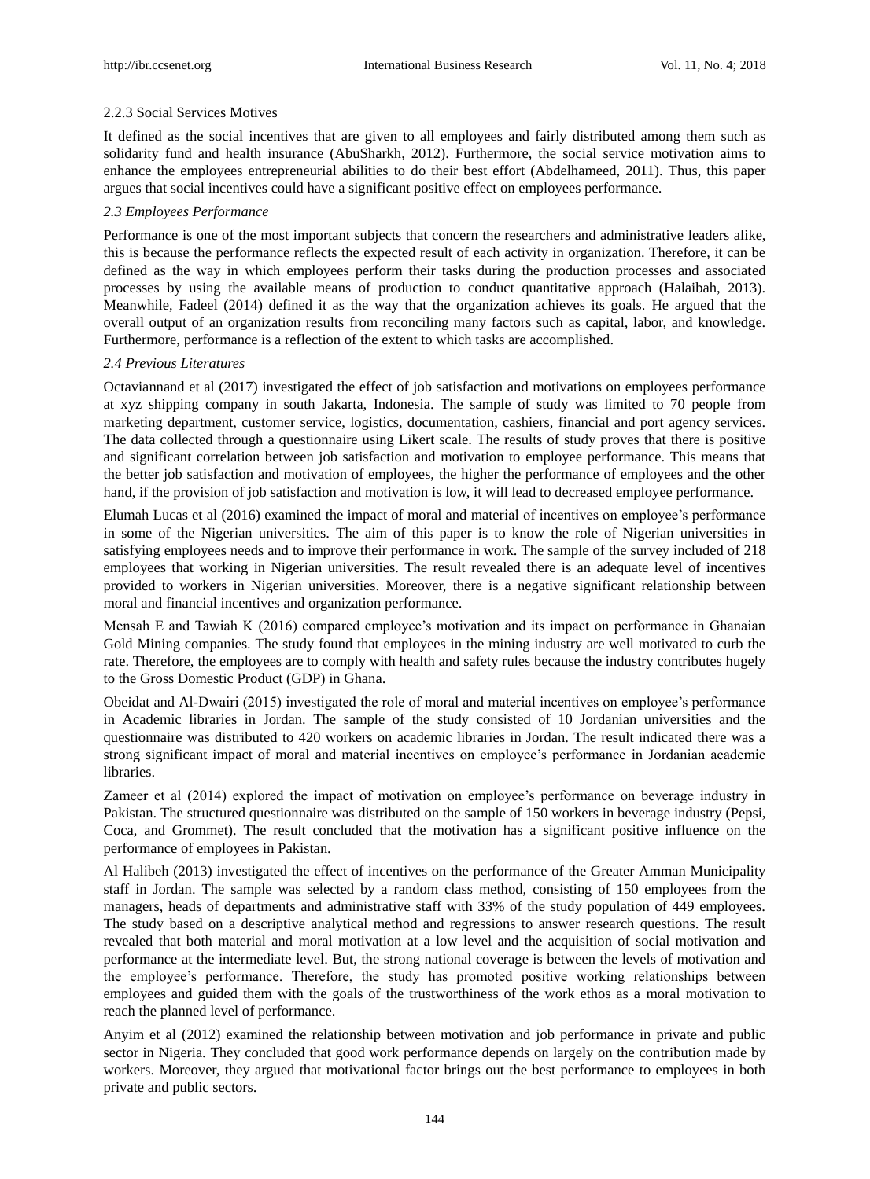#### 2.2.3 Social Services Motives

It defined as the social incentives that are given to all employees and fairly distributed among them such as solidarity fund and health insurance (AbuSharkh, 2012). Furthermore, the social service motivation aims to enhance the employees entrepreneurial abilities to do their best effort (Abdelhameed, 2011). Thus, this paper argues that social incentives could have a significant positive effect on employees performance.

### *2.3 Employees Performance*

Performance is one of the most important subjects that concern the researchers and administrative leaders alike, this is because the performance reflects the expected result of each activity in organization. Therefore, it can be defined as the way in which employees perform their tasks during the production processes and associated processes by using the available means of production to conduct quantitative approach (Halaibah, 2013). Meanwhile, Fadeel (2014) defined it as the way that the organization achieves its goals. He argued that the overall output of an organization results from reconciling many factors such as capital, labor, and knowledge. Furthermore, performance is a reflection of the extent to which tasks are accomplished.

### *2.4 Previous Literatures*

Octaviannand et al (2017) investigated the effect of job satisfaction and motivations on employees performance at xyz shipping company in south Jakarta, Indonesia. The sample of study was limited to 70 people from marketing department, customer service, logistics, documentation, cashiers, financial and port agency services. The data collected through a questionnaire using Likert scale. The results of study proves that there is positive and significant correlation between job satisfaction and motivation to employee performance. This means that the better job satisfaction and motivation of employees, the higher the performance of employees and the other hand, if the provision of job satisfaction and motivation is low, it will lead to decreased employee performance.

Elumah Lucas et al (2016) examined the impact of moral and material of incentives on employee's performance in some of the Nigerian universities. The aim of this paper is to know the role of Nigerian universities in satisfying employees needs and to improve their performance in work. The sample of the survey included of 218 employees that working in Nigerian universities. The result revealed there is an adequate level of incentives provided to workers in Nigerian universities. Moreover, there is a negative significant relationship between moral and financial incentives and organization performance.

Mensah E and Tawiah K (2016) compared employee's motivation and its impact on performance in Ghanaian Gold Mining companies. The study found that employees in the mining industry are well motivated to curb the rate. Therefore, the employees are to comply with health and safety rules because the industry contributes hugely to the Gross Domestic Product (GDP) in Ghana.

Obeidat and Al-Dwairi (2015) investigated the role of moral and material incentives on employee's performance in Academic libraries in Jordan. The sample of the study consisted of 10 Jordanian universities and the questionnaire was distributed to 420 workers on academic libraries in Jordan. The result indicated there was a strong significant impact of moral and material incentives on employee's performance in Jordanian academic libraries.

Zameer et al (2014) explored the impact of motivation on employee's performance on beverage industry in Pakistan. The structured questionnaire was distributed on the sample of 150 workers in beverage industry (Pepsi, Coca, and Grommet). The result concluded that the motivation has a significant positive influence on the performance of employees in Pakistan.

Al Halibeh (2013) investigated the effect of incentives on the performance of the Greater Amman Municipality staff in Jordan. The sample was selected by a random class method, consisting of 150 employees from the managers, heads of departments and administrative staff with 33% of the study population of 449 employees. The study based on a descriptive analytical method and regressions to answer research questions. The result revealed that both material and moral motivation at a low level and the acquisition of social motivation and performance at the intermediate level. But, the strong national coverage is between the levels of motivation and the employee's performance. Therefore, the study has promoted positive working relationships between employees and guided them with the goals of the trustworthiness of the work ethos as a moral motivation to reach the planned level of performance.

Anyim et al (2012) examined the relationship between motivation and job performance in private and public sector in Nigeria. They concluded that good work performance depends on largely on the contribution made by workers. Moreover, they argued that motivational factor brings out the best performance to employees in both private and public sectors.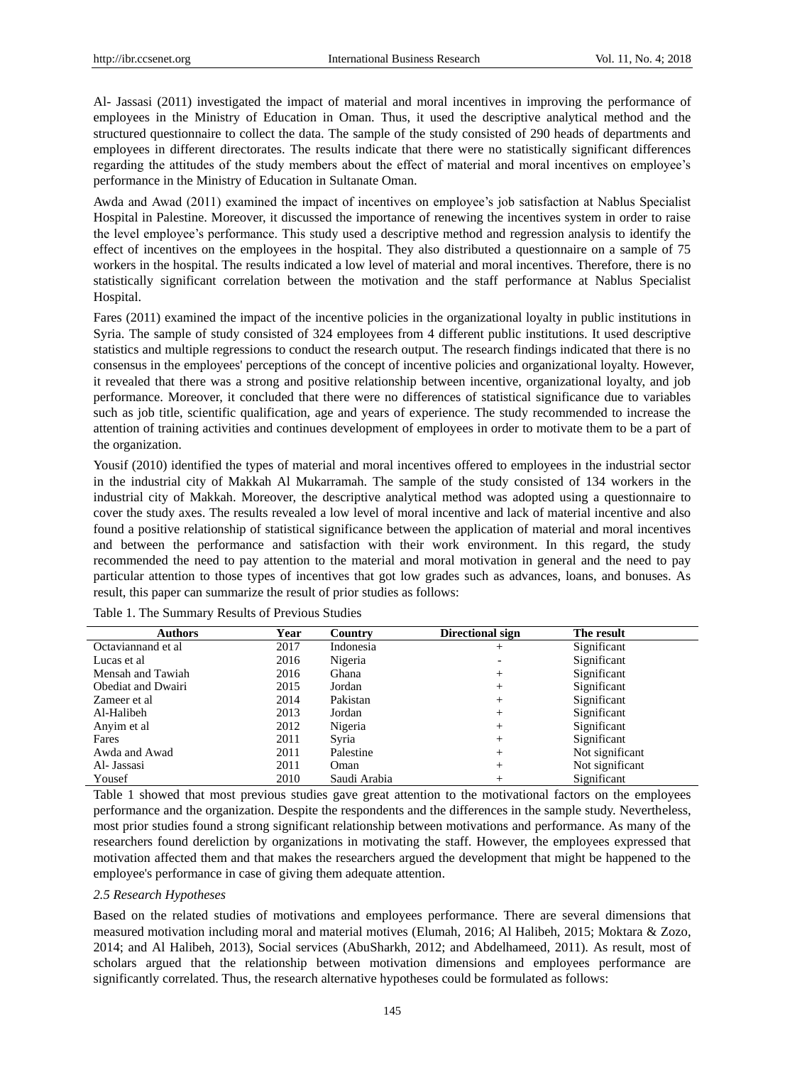Al- Jassasi (2011) investigated the impact of material and moral incentives in improving the performance of employees in the Ministry of Education in Oman. Thus, it used the descriptive analytical method and the structured questionnaire to collect the data. The sample of the study consisted of 290 heads of departments and employees in different directorates. The results indicate that there were no statistically significant differences regarding the attitudes of the study members about the effect of material and moral incentives on employee's performance in the Ministry of Education in Sultanate Oman.

Awda and Awad (2011) examined the impact of incentives on employee's job satisfaction at Nablus Specialist Hospital in Palestine. Moreover, it discussed the importance of renewing the incentives system in order to raise the level employee's performance. This study used a descriptive method and regression analysis to identify the effect of incentives on the employees in the hospital. They also distributed a questionnaire on a sample of 75 workers in the hospital. The results indicated a low level of material and moral incentives. Therefore, there is no statistically significant correlation between the motivation and the staff performance at Nablus Specialist Hospital.

Fares (2011) examined the impact of the incentive policies in the organizational loyalty in public institutions in Syria. The sample of study consisted of 324 employees from 4 different public institutions. It used descriptive statistics and multiple regressions to conduct the research output. The research findings indicated that there is no consensus in the employees' perceptions of the concept of incentive policies and organizational loyalty. However, it revealed that there was a strong and positive relationship between incentive, organizational loyalty, and job performance. Moreover, it concluded that there were no differences of statistical significance due to variables such as job title, scientific qualification, age and years of experience. The study recommended to increase the attention of training activities and continues development of employees in order to motivate them to be a part of the organization.

Yousif (2010) identified the types of material and moral incentives offered to employees in the industrial sector in the industrial city of Makkah Al Mukarramah. The sample of the study consisted of 134 workers in the industrial city of Makkah. Moreover, the descriptive analytical method was adopted using a questionnaire to cover the study axes. The results revealed a low level of moral incentive and lack of material incentive and also found a positive relationship of statistical significance between the application of material and moral incentives and between the performance and satisfaction with their work environment. In this regard, the study recommended the need to pay attention to the material and moral motivation in general and the need to pay particular attention to those types of incentives that got low grades such as advances, loans, and bonuses. As result, this paper can summarize the result of prior studies as follows:

Table 1. The Summary Results of Previous Studies

| Authors | Year | Country | Directional sign | The result |
|---|---|---|---|---|
| Octaviannand et al | 2017 | Indonesia | + | Significant |
| Lucas et al | 2016 | Nigeria | - | Significant |
| Mensah and Tawiah | 2016 | Ghana | + | Significant |
| Obediat and Dwairi | 2015 | Jordan | + | Significant |
| Zameer et al | 2014 | Pakistan | + | Significant |
| Al-Halibeh | 2013 | Jordan | + | Significant |
| Anyim et al | 2012 | Nigeria | + | Significant |
| Fares | 2011 | Syria | + | Significant |
| Awda and Awad | 2011 | Palestine | + | Not significant |
| Al- Jassasi | 2011 | Oman | + | Not significant |
| Yousef | 2010 | Saudi Arabia | + | Significant |

Table 1 showed that most previous studies gave great attention to the motivational factors on the employees performance and the organization. Despite the respondents and the differences in the sample study. Nevertheless, most prior studies found a strong significant relationship between motivations and performance. As many of the researchers found dereliction by organizations in motivating the staff. However, the employees expressed that motivation affected them and that makes the researchers argued the development that might be happened to the employee's performance in case of giving them adequate attention.

### *2.5 Research Hypotheses*

Based on the related studies of motivations and employees performance. There are several dimensions that measured motivation including moral and material motives (Elumah, 2016; Al Halibeh, 2015; Moktara & Zozo, 2014; and Al Halibeh, 2013), Social services (AbuSharkh, 2012; and Abdelhameed, 2011). As result, most of scholars argued that the relationship between motivation dimensions and employees performance are significantly correlated. Thus, the research alternative hypotheses could be formulated as follows: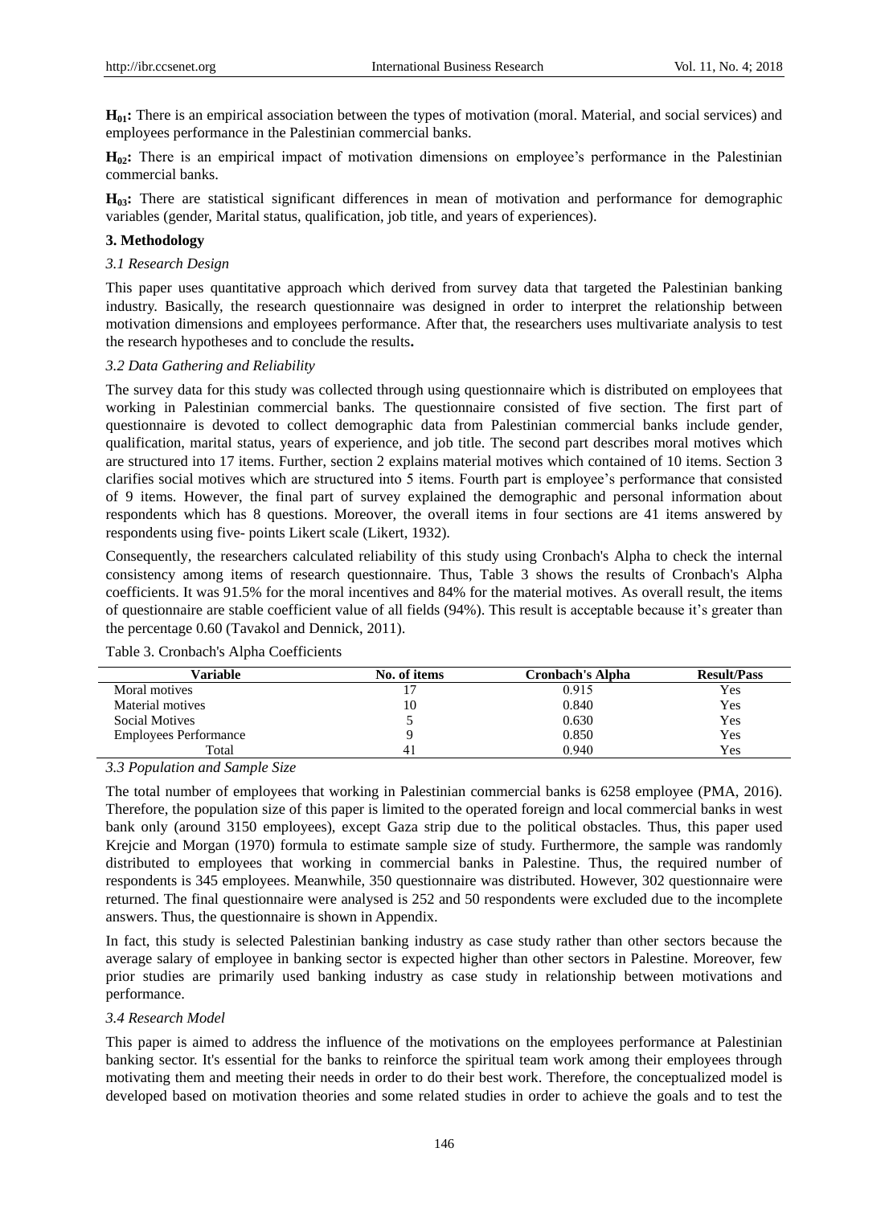**$H_{01}$:** There is an empirical association between the types of motivation (moral. Material, and social services) and employees performance in the Palestinian commercial banks.

**$H_{02}$:** There is an empirical impact of motivation dimensions on employee's performance in the Palestinian commercial banks.

**$H_{03}$:** There are statistical significant differences in mean of motivation and performance for demographic variables (gender, Marital status, qualification, job title, and years of experiences).

## 3. Methodology

### *3.1 Research Design*

This paper uses quantitative approach which derived from survey data that targeted the Palestinian banking industry. Basically, the research questionnaire was designed in order to interpret the relationship between motivation dimensions and employees performance. After that, the researchers uses multivariate analysis to test the research hypotheses and to conclude the results**.**

### *3.2 Data Gathering and Reliability*

The survey data for this study was collected through using questionnaire which is distributed on employees that working in Palestinian commercial banks. The questionnaire consisted of five section. The first part of questionnaire is devoted to collect demographic data from Palestinian commercial banks include gender, qualification, marital status, years of experience, and job title. The second part describes moral motives which are structured into 17 items. Further, section 2 explains material motives which contained of 10 items. Section 3 clarifies social motives which are structured into 5 items. Fourth part is employee's performance that consisted of 9 items. However, the final part of survey explained the demographic and personal information about respondents which has 8 questions. Moreover, the overall items in four sections are 41 items answered by respondents using five- points Likert scale (Likert, 1932).

Consequently, the researchers calculated reliability of this study using Cronbach's Alpha to check the internal consistency among items of research questionnaire. Thus, Table 3 shows the results of Cronbach's Alpha coefficients. It was 91.5% for the moral incentives and 84% for the material motives. As overall result, the items of questionnaire are stable coefficient value of all fields (94%). This result is acceptable because it's greater than the percentage 0.60 (Tavakol and Dennick, 2011).

Table 3. Cronbach's Alpha Coefficients

| Variable | No. of items | Cronbach's Alpha | Result/Pass |
|---|---|---|---|
| Moral motives | 17 | 0.915 | Yes |
| Material motives | 10 | 0.840 | Yes |
| Social Motives | 5 | 0.630 | Yes |
| Employees Performance | 9 | 0.850 | Yes |
| Total | 41 | 0.940 | Yes |

### *3.3 Population and Sample Size*

The total number of employees that working in Palestinian commercial banks is 6258 employee (PMA, 2016). Therefore, the population size of this paper is limited to the operated foreign and local commercial banks in west bank only (around 3150 employees), except Gaza strip due to the political obstacles. Thus, this paper used Krejcie and Morgan (1970) formula to estimate sample size of study. Furthermore, the sample was randomly distributed to employees that working in commercial banks in Palestine. Thus, the required number of respondents is 345 employees. Meanwhile, 350 questionnaire was distributed. However, 302 questionnaire were returned. The final questionnaire were analysed is 252 and 50 respondents were excluded due to the incomplete answers. Thus, the questionnaire is shown in Appendix.

In fact, this study is selected Palestinian banking industry as case study rather than other sectors because the average salary of employee in banking sector is expected higher than other sectors in Palestine. Moreover, few prior studies are primarily used banking industry as case study in relationship between motivations and performance.

### *3.4 Research Model*

This paper is aimed to address the influence of the motivations on the employees performance at Palestinian banking sector. It's essential for the banks to reinforce the spiritual team work among their employees through motivating them and meeting their needs in order to do their best work. Therefore, the conceptualized model is developed based on motivation theories and some related studies in order to achieve the goals and to test the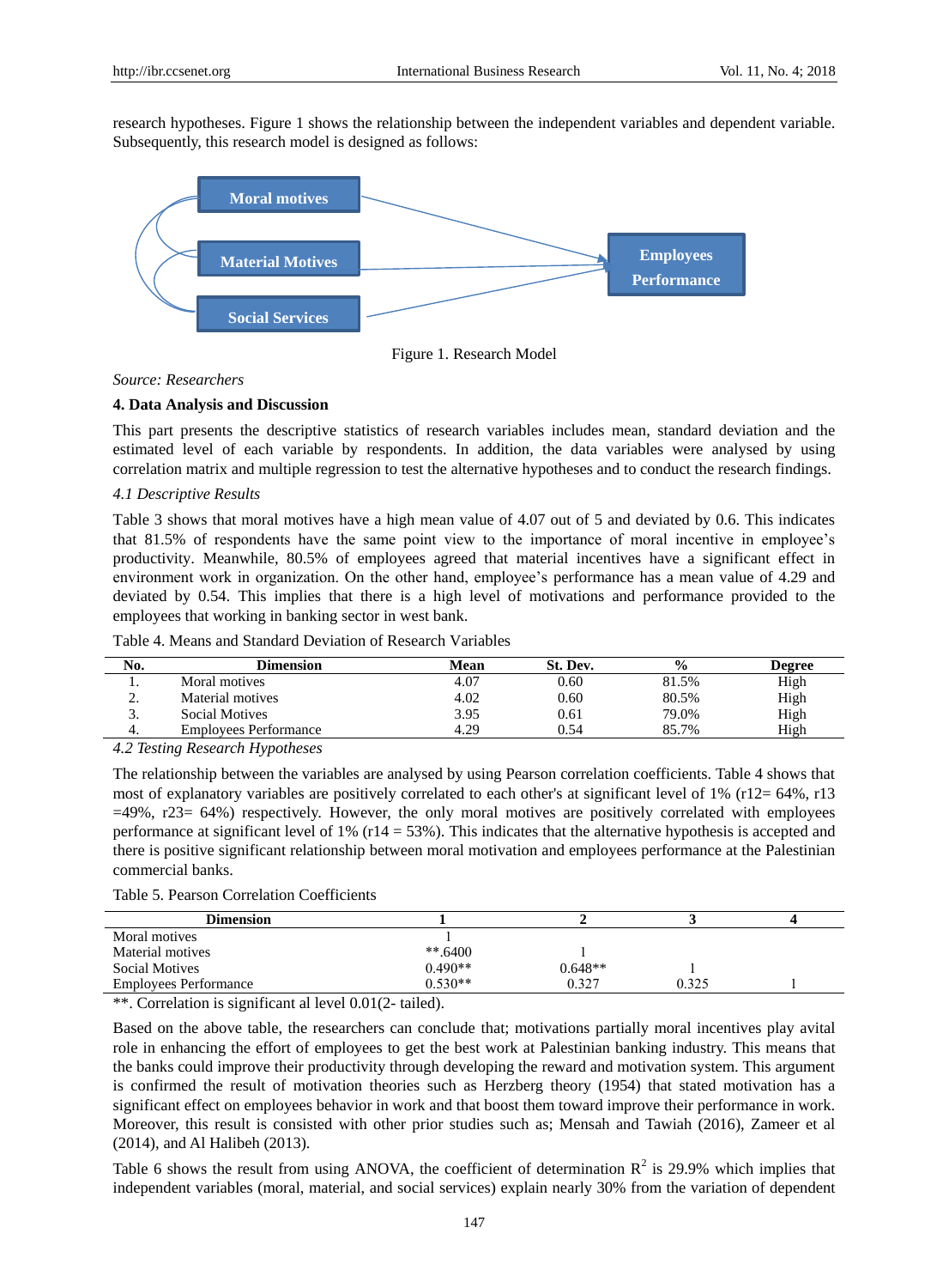research hypotheses. Figure 1 shows the relationship between the independent variables and dependent variable. Subsequently, this research model is designed as follows:

Figure 1. Research Model

*Source: Researchers*

### 4. Data Analysis and Discussion

This part presents the descriptive statistics of research variables includes mean, standard deviation and the estimated level of each variable by respondents. In addition, the data variables were analysed by using correlation matrix and multiple regression to test the alternative hypotheses and to conduct the research findings.

#### *4.1 Descriptive Results*

Table 3 shows that moral motives have a high mean value of 4.07 out of 5 and deviated by 0.6. This indicates that 81.5% of respondents have the same point view to the importance of moral incentive in employee's productivity. Meanwhile, 80.5% of employees agreed that material incentives have a significant effect in environment work in organization. On the other hand, employee's performance has a mean value of 4.29 and deviated by 0.54. This implies that there is a high level of motivations and performance provided to the employees that working in banking sector in west bank.

Table 4. Means and Standard Deviation of Research Variables

| No. | Dimension | Mean | St. Dev. | % | Degree |
|---|---|---|---|---|---|
| 1. | Moral motives | 4.07 | 0.60 | 81.5% | High |
| 2. | Material motives | 4.02 | 0.60 | 80.5% | High |
| 3. | Social Motives | 3.95 | 0.61 | 79.0% | High |
| 4. | Employees Performance | 4.29 | 0.54 | 85.7% | High |

#### *4.2 Testing Research Hypotheses*

The relationship between the variables are analysed by using Pearson correlation coefficients. Table 4 shows that most of explanatory variables are positively correlated to each other's at significant level of 1% (r12= 64%, r13 =49%, r23= 64%) respectively. However, the only moral motives are positively correlated with employees performance at significant level of 1% (r14 = 53%). This indicates that the alternative hypothesis is accepted and there is positive significant relationship between moral motivation and employees performance at the Palestinian commercial banks.

Table 5. Pearson Correlation Coefficients

| Dimension | 1 | 2 | 3 | 4 |
|---|---|---|---|---|
| Moral motives | 1 | | | |
| Material motives | **.6400 | 1 | | |
| Social Motives | 0.490** | 0.648** | 1 | |
| Employees Performance | 0.530** | 0.327 | 0.325 | 1 |

**. Correlation is significant al level 0.01(2- tailed).

Based on the above table, the researchers can conclude that; motivations partially moral incentives play avital role in enhancing the effort of employees to get the best work at Palestinian banking industry. This means that the banks could improve their productivity through developing the reward and motivation system. This argument is confirmed the result of motivation theories such as Herzberg theory (1954) that stated motivation has a significant effect on employees behavior in work and that boost them toward improve their performance in work. Moreover, this result is consisted with other prior studies such as; Mensah and Tawiah (2016), Zameer et al (2014), and Al Halibeh (2013).

Table 6 shows the result from using ANOVA, the coefficient of determination $R^2$ is 29.9% which implies that independent variables (moral, material, and social services) explain nearly 30% from the variation of dependent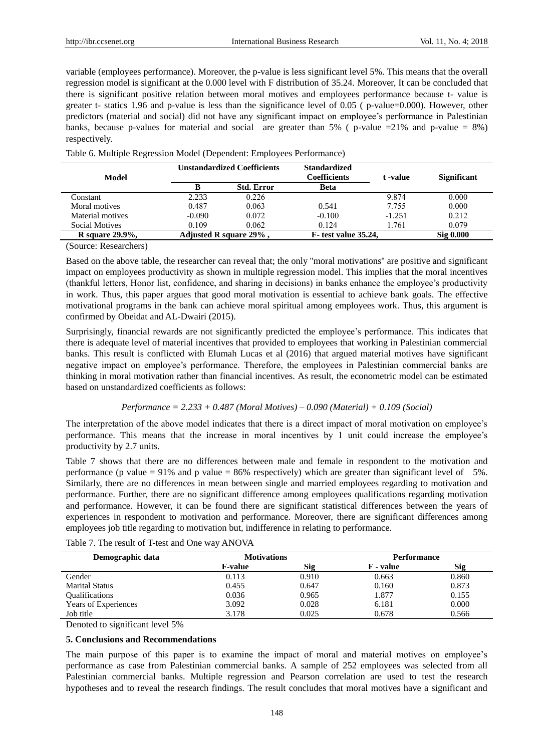variable (employees performance). Moreover, the p-value is less significant level 5%. This means that the overall regression model is significant at the 0.000 level with F distribution of 35.24. Moreover, It can be concluded that there is significant positive relation between moral motives and employees performance because t- value is greater t- statics 1.96 and p-value is less than the significance level of 0.05 ( p-value=0.000). However, other predictors (material and social) did not have any significant impact on employee's performance in Palestinian banks, because p-values for material and social are greater than 5% ( p-value =21% and p-value = 8%) respectively.

Table 6. Multiple Regression Model (Dependent: Employees Performance)

| Model | Unstandardized Coefficients | | Standardized Coefficients | t -value | Significant |
|---|---|---|---|---|---|
| | B | Std. Error | Beta | | |
| Constant | 2.233 | 0.226 | | 9.874 | 0.000 |
| Moral motives | 0.487 | 0.063 | 0.541 | 7.755 | 0.000 |
| Material motives | -0.090 | 0.072 | -0.100 | -1.251 | 0.212 |
| Social Motives | 0.109 | 0.062 | 0.124 | 1.761 | 0.079 |
| **R square 29.9%,** | **Adjusted R square 29% ,** | | **F- test value 35.24,** | | **Sig 0.000** |

(Source: Researchers)

Based on the above table, the researcher can reveal that; the only "moral motivations" are positive and significant impact on employees productivity as shown in multiple regression model. This implies that the moral incentives (thankful letters, Honor list, confidence, and sharing in decisions) in banks enhance the employee's productivity in work. Thus, this paper argues that good moral motivation is essential to achieve bank goals. The effective motivational programs in the bank can achieve moral spiritual among employees work. Thus, this argument is confirmed by Obeidat and AL-Dwairi (2015).

Surprisingly, financial rewards are not significantly predicted the employee's performance. This indicates that there is adequate level of material incentives that provided to employees that working in Palestinian commercial banks. This result is conflicted with Elumah Lucas et al (2016) that argued material motives have significant negative impact on employee's performance. Therefore, the employees in Palestinian commercial banks are thinking in moral motivation rather than financial incentives. As result, the econometric model can be estimated based on unstandardized coefficients as follows:

$$Performance = 2.233 + 0.487\ (Moral\ Motives) – 0.090\ (Material) + 0.109\ (Social)$$

The interpretation of the above model indicates that there is a direct impact of moral motivation on employee's performance. This means that the increase in moral incentives by 1 unit could increase the employee's productivity by 2.7 units.

Table 7 shows that there are no differences between male and female in respondent to the motivation and performance (p value = 91% and p value = 86% respectively) which are greater than significant level of 5%. Similarly, there are no differences in mean between single and married employees regarding to motivation and performance. Further, there are no significant difference among employees qualifications regarding motivation and performance. However, it can be found there are significant statistical differences between the years of experiences in respondent to motivation and performance. Moreover, there are significant differences among employees job title regarding to motivation but, indifference in relating to performance.

Table 7. The result of T-test and One way ANOVA

| Demographic data | Motivations | | Performance | |
|---|---|---|---|---|
| | F-value | Sig | F - value | Sig |
| Gender | 0.113 | 0.910 | 0.663 | 0.860 |
| Marital Status | 0.455 | 0.647 | 0.160 | 0.873 |
| Qualifications | 0.036 | 0.965 | 1.877 | 0.155 |
| Years of Experiences | 3.092 | 0.028 | 6.181 | 0.000 |
| Job title | 3.178 | 0.025 | 0.678 | 0.566 |

Denoted to significant level 5%

## 5. Conclusions and Recommendations

The main purpose of this paper is to examine the impact of moral and material motives on employee's performance as case from Palestinian commercial banks. A sample of 252 employees was selected from all Palestinian commercial banks. Multiple regression and Pearson correlation are used to test the research hypotheses and to reveal the research findings. The result concludes that moral motives have a significant and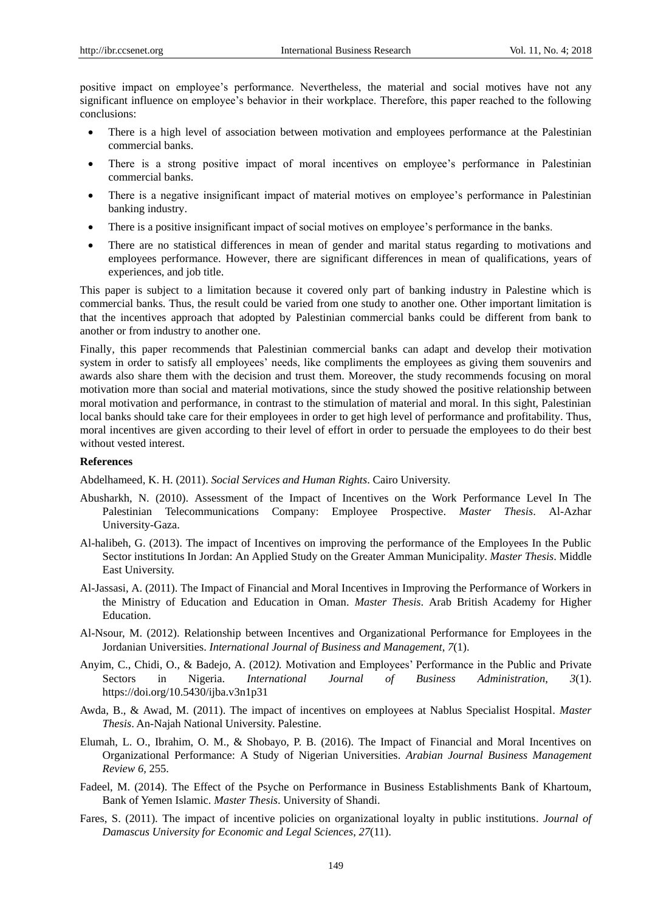positive impact on employee's performance. Nevertheless, the material and social motives have not any significant influence on employee's behavior in their workplace. Therefore, this paper reached to the following conclusions:

- There is a high level of association between motivation and employees performance at the Palestinian commercial banks.
- There is a strong positive impact of moral incentives on employee's performance in Palestinian commercial banks.
- There is a negative insignificant impact of material motives on employee's performance in Palestinian banking industry.
- There is a positive insignificant impact of social motives on employee's performance in the banks.
- There are no statistical differences in mean of gender and marital status regarding to motivations and employees performance. However, there are significant differences in mean of qualifications, years of experiences, and job title.

This paper is subject to a limitation because it covered only part of banking industry in Palestine which is commercial banks. Thus, the result could be varied from one study to another one. Other important limitation is that the incentives approach that adopted by Palestinian commercial banks could be different from bank to another or from industry to another one.

Finally, this paper recommends that Palestinian commercial banks can adapt and develop their motivation system in order to satisfy all employees' needs, like compliments the employees as giving them souvenirs and awards also share them with the decision and trust them. Moreover, the study recommends focusing on moral motivation more than social and material motivations, since the study showed the positive relationship between moral motivation and performance, in contrast to the stimulation of material and moral. In this sight, Palestinian local banks should take care for their employees in order to get high level of performance and profitability. Thus, moral incentives are given according to their level of effort in order to persuade the employees to do their best without vested interest.

**References**

Abdelhameed, K. H. (2011). *Social Services and Human Rights*. Cairo University.

Abusharkh, N. (2010). Assessment of the Impact of Incentives on the Work Performance Level In The Palestinian Telecommunications Company: Employee Prospective. *Master Thesis*. Al-Azhar University-Gaza.

Al-halibeh, G. (2013). The impact of Incentives on improving the performance of the Employees In the Public Sector institutions In Jordan: An Applied Study on the Greater Amman Municipality. *Master Thesis*. Middle East University.

Al-Jassasi, A. (2011). The Impact of Financial and Moral Incentives in Improving the Performance of Workers in the Ministry of Education and Education in Oman. *Master Thesis*. Arab British Academy for Higher Education.

Al-Nsour, M. (2012). Relationship between Incentives and Organizational Performance for Employees in the Jordanian Universities. *International Journal of Business and Management, 7*(1).

Anyim, C., Chidi, O., & Badejo, A. (2012*).* Motivation and Employees' Performance in the Public and Private Sectors in Nigeria. *International Journal of Business Administration, 3*(1). https://doi.org/10.5430/ijba.v3n1p31

Awda, B., & Awad, M. (2011). The impact of incentives on employees at Nablus Specialist Hospital. *Master Thesis*. An-Najah National University. Palestine.

Elumah, L. O., Ibrahim, O. M., & Shobayo, P. B. (2016). The Impact of Financial and Moral Incentives on Organizational Performance: A Study of Nigerian Universities. *Arabian Journal Business Management Review 6,* 255.

Fadeel, M. (2014). The Effect of the Psyche on Performance in Business Establishments Bank of Khartoum, Bank of Yemen Islamic. *Master Thesis*. University of Shandi.

Fares, S. (2011). The impact of incentive policies on organizational loyalty in public institutions. *Journal of Damascus University for Economic and Legal Sciences, 27*(11).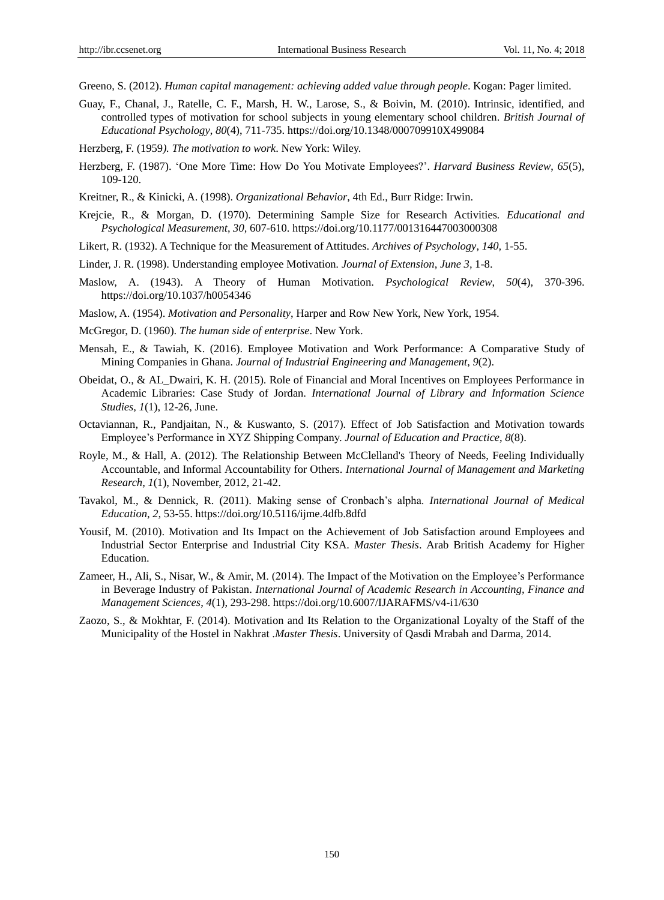Greeno, S. (2012). *Human capital management: achieving added value through people*. Kogan: Pager limited.

Guay, F., Chanal, J., Ratelle, C. F., Marsh, H. W., Larose, S., & Boivin, M. (2010). Intrinsic, identified, and controlled types of motivation for school subjects in young elementary school children. *British Journal of Educational Psychology*, *80*(4), 711-735. https://doi.org/10.1348/000709910X499084

Herzberg, F. (1959*). The motivation to work*. New York: Wiley.

Herzberg, F. (1987). 'One More Time: How Do You Motivate Employees?'. *Harvard Business Review*, *65*(5), 109-120.

Kreitner, R., & Kinicki, A. (1998). *Organizational Behavior*, 4th Ed., Burr Ridge: Irwin.

Krejcie, R., & Morgan, D. (1970). Determining Sample Size for Research Activities. *Educational and Psychological Measurement*, *30,* 607-610. https://doi.org/10.1177/001316447003000308

Likert, R. (1932). A Technique for the Measurement of Attitudes. *Archives of Psychology, 140,* 1-55.

Linder, J. R. (1998). Understanding employee Motivation. *Journal of Extension*, *June 3,* 1-8.

Maslow, A. (1943). A Theory of Human Motivation. *Psychological Review, 50*(4), 370-396. https://doi.org/10.1037/h0054346

Maslow, A. (1954). *Motivation and Personality*, Harper and Row New York, New York, 1954.

McGregor, D. (1960). *The human side of enterprise*. New York.

Mensah, E., & Tawiah, K. (2016). Employee Motivation and Work Performance: A Comparative Study of Mining Companies in Ghana. *Journal of Industrial Engineering and Management*, *9*(2).

Obeidat, O., & AL_Dwairi, K. H. (2015). Role of Financial and Moral Incentives on Employees Performance in Academic Libraries: Case Study of Jordan. *International Journal of Library and Information Science Studies, 1*(1), 12-26, June.

Octaviannan, R., Pandjaitan, N., & Kuswanto, S. (2017). Effect of Job Satisfaction and Motivation towards Employee's Performance in XYZ Shipping Company. *Journal of Education and Practice*, *8*(8).

Royle, M., & Hall, A. (2012). The Relationship Between McClelland's Theory of Needs, Feeling Individually Accountable, and Informal Accountability for Others. *International Journal of Management and Marketing Research*, *1*(1), November, 2012, 21-42.

Tavakol, M., & Dennick, R. (2011). Making sense of Cronbach's alpha. *International Journal of Medical Education*, *2,* 53-55. https://doi.org/10.5116/ijme.4dfb.8dfd

Yousif, M. (2010). Motivation and Its Impact on the Achievement of Job Satisfaction around Employees and Industrial Sector Enterprise and Industrial City KSA. *Master Thesis*. Arab British Academy for Higher Education.

Zameer, H., Ali, S., Nisar, W., & Amir, M. (2014). The Impact of the Motivation on the Employee's Performance in Beverage Industry of Pakistan. *International Journal of Academic Research in Accounting, Finance and Management Sciences*, *4*(1), 293-298. https://doi.org/10.6007/IJARAFMS/v4-i1/630

Zaozo, S., & Mokhtar, F. (2014). Motivation and Its Relation to the Organizational Loyalty of the Staff of the Municipality of the Hostel in Nakhrat .*Master Thesis*. University of Qasdi Mrabah and Darma, 2014.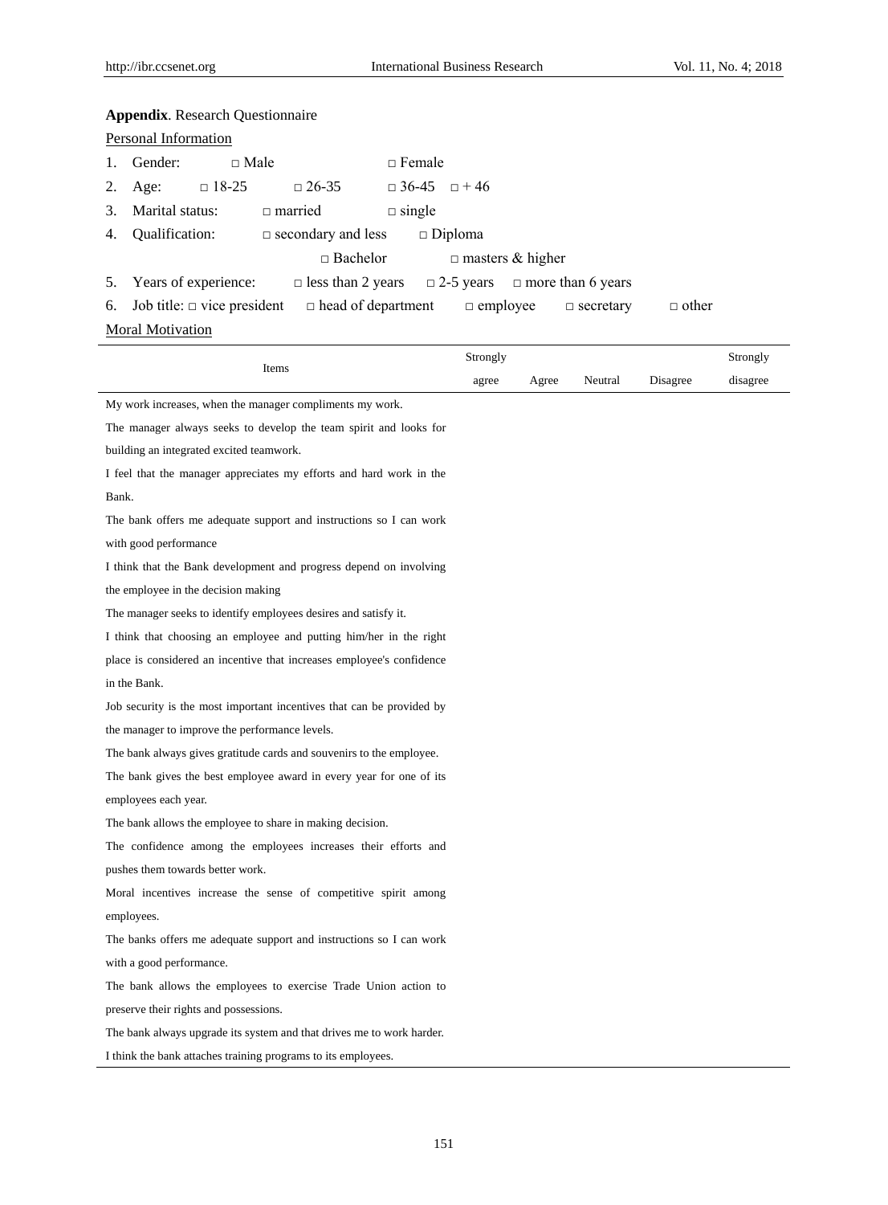**Appendix**. Research Questionnaire

Personal Information

1. Gender: □ Male □ Female
2. Age: □ 18-25 □ 26-35 □ 36-45 □ + 46
3. Marital status: □ married □ single
4. Qualification: □ secondary and less □ Diploma □ Bachelor □ masters & higher
5. Years of experience: □ less than 2 years □ 2-5 years □ more than 6 years
6. Job title: □ vice president □ head of department □ employee □ secretary □ other

Moral Motivation

| Items | Strongly agree | Agree | Neutral | Disagree | Strongly disagree |
|---|---|---|---|---|---|
| My work increases, when the manager compliments my work. | | | | | |
| The manager always seeks to develop the team spirit and looks for building an integrated excited teamwork. | | | | | |
| I feel that the manager appreciates my efforts and hard work in the Bank. | | | | | |
| The bank offers me adequate support and instructions so I can work with good performance | | | | | |
| I think that the Bank development and progress depend on involving the employee in the decision making | | | | | |
| The manager seeks to identify employees desires and satisfy it. | | | | | |
| I think that choosing an employee and putting him/her in the right place is considered an incentive that increases employee's confidence in the Bank. | | | | | |
| Job security is the most important incentives that can be provided by the manager to improve the performance levels. | | | | | |
| The bank always gives gratitude cards and souvenirs to the employee. | | | | | |
| The bank gives the best employee award in every year for one of its employees each year. | | | | | |
| The bank allows the employee to share in making decision. | | | | | |
| The confidence among the employees increases their efforts and pushes them towards better work. | | | | | |
| Moral incentives increase the sense of competitive spirit among employees. | | | | | |
| The banks offers me adequate support and instructions so I can work with a good performance. | | | | | |
| The bank allows the employees to exercise Trade Union action to preserve their rights and possessions. | | | | | |
| The bank always upgrade its system and that drives me to work harder. | | | | | |
| I think the bank attaches training programs to its employees. | | | | | |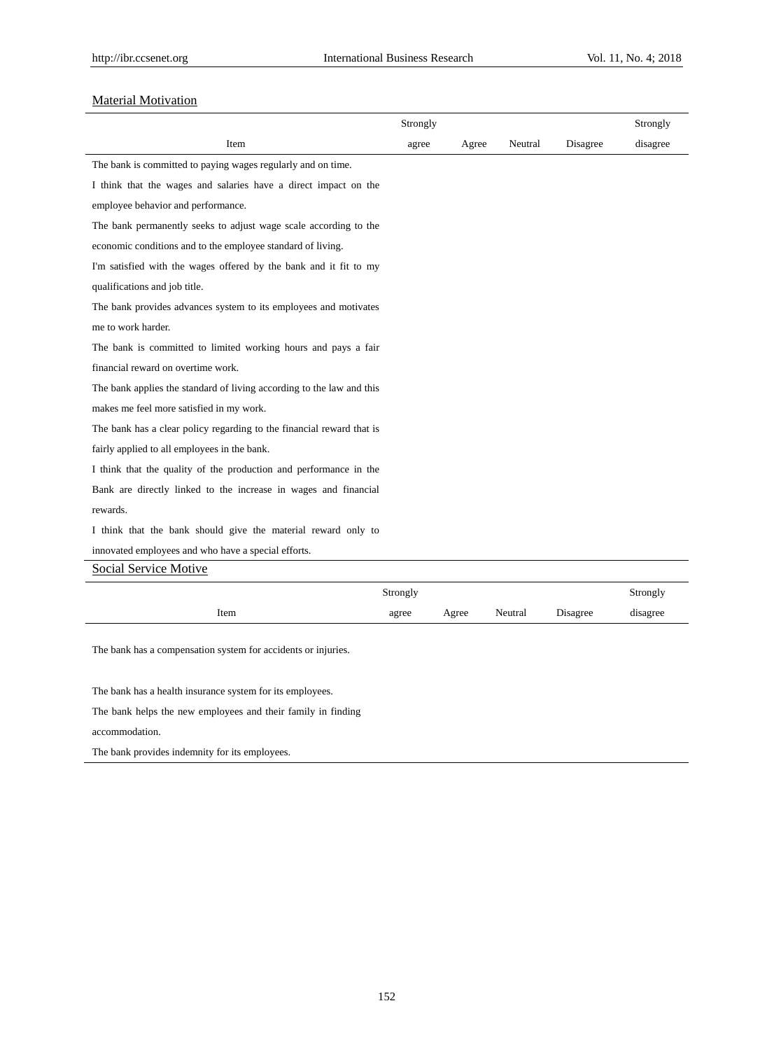Material Motivation

| Item | Strongly agree | Agree | Neutral | Disagree | Strongly disagree |
|---|---|---|---|---|---|
| The bank is committed to paying wages regularly and on time. | | | | | |
| I think that the wages and salaries have a direct impact on the employee behavior and performance. | | | | | |
| The bank permanently seeks to adjust wage scale according to the economic conditions and to the employee standard of living. | | | | | |
| I'm satisfied with the wages offered by the bank and it fit to my qualifications and job title. | | | | | |
| The bank provides advances system to its employees and motivates me to work harder. | | | | | |
| The bank is committed to limited working hours and pays a fair financial reward on overtime work. | | | | | |
| The bank applies the standard of living according to the law and this makes me feel more satisfied in my work. | | | | | |
| The bank has a clear policy regarding to the financial reward that is fairly applied to all employees in the bank. | | | | | |
| I think that the quality of the production and performance in the Bank are directly linked to the increase in wages and financial rewards. | | | | | |
| I think that the bank should give the material reward only to innovated employees and who have a special efforts. | | | | | |

Social Service Motive

| Item | Strongly agree | Agree | Neutral | Disagree | Strongly disagree |
|---|---|---|---|---|---|
| The bank has a compensation system for accidents or injuries. | | | | | |
| The bank has a health insurance system for its employees. | | | | | |
| The bank helps the new employees and their family in finding accommodation. | | | | | |
| The bank provides indemnity for its employees. | | | | | |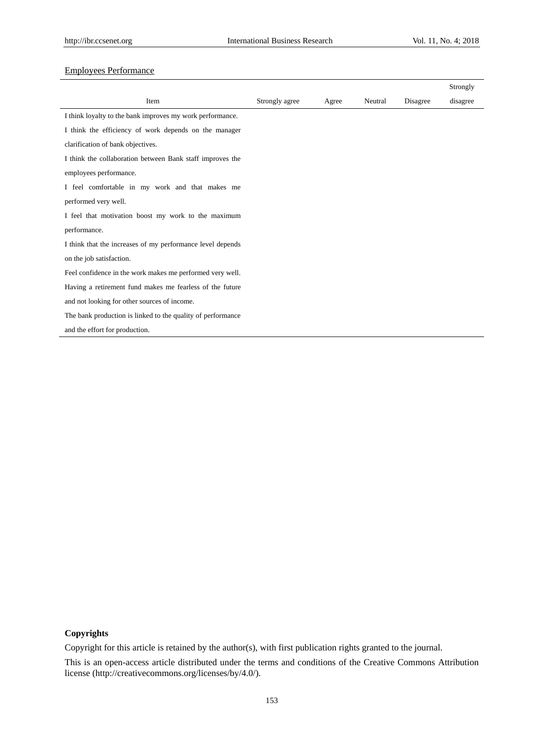Employees Performance

| Item | Strongly agree | Agree | Neutral | Disagree | Strongly disagree |
|---|---|---|---|---|---|
| I think loyalty to the bank improves my work performance. | | | | | |
| I think the efficiency of work depends on the manager clarification of bank objectives. | | | | | |
| I think the collaboration between Bank staff improves the employees performance. | | | | | |
| I feel comfortable in my work and that makes me performed very well. | | | | | |
| I feel that motivation boost my work to the maximum performance. | | | | | |
| I think that the increases of my performance level depends on the job satisfaction. | | | | | |
| Feel confidence in the work makes me performed very well. | | | | | |
| Having a retirement fund makes me fearless of the future and not looking for other sources of income. | | | | | |
| The bank production is linked to the quality of performance and the effort for production. | | | | | |

**Copyrights**

Copyright for this article is retained by the author(s), with first publication rights granted to the journal.

This is an open-access article distributed under the terms and conditions of the Creative Commons Attribution license (http://creativecommons.org/licenses/by/4.0/).